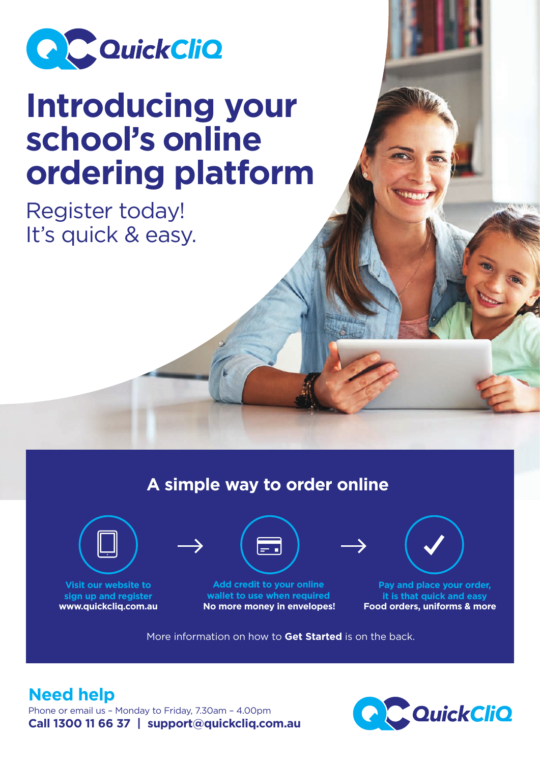QuickCliQ

# Introducing your school's online ordering platform

Register today!
It's quick & easy.

## A simple way to order online

**Visit our website to sign up and register**
**www.quickcliq.com.au**

→

**Add credit to your online wallet to use when required**
**No more money in envelopes!**

→

**Pay and place your order, it is that quick and easy**
**Food orders, uniforms & more**

More information on how to **Get Started** is on the back.

## Need help

Phone or email us – Monday to Friday, 7.30am – 4.00pm
**Call 1300 11 66 37 | support@quickcliq.com.au**

QuickCliQ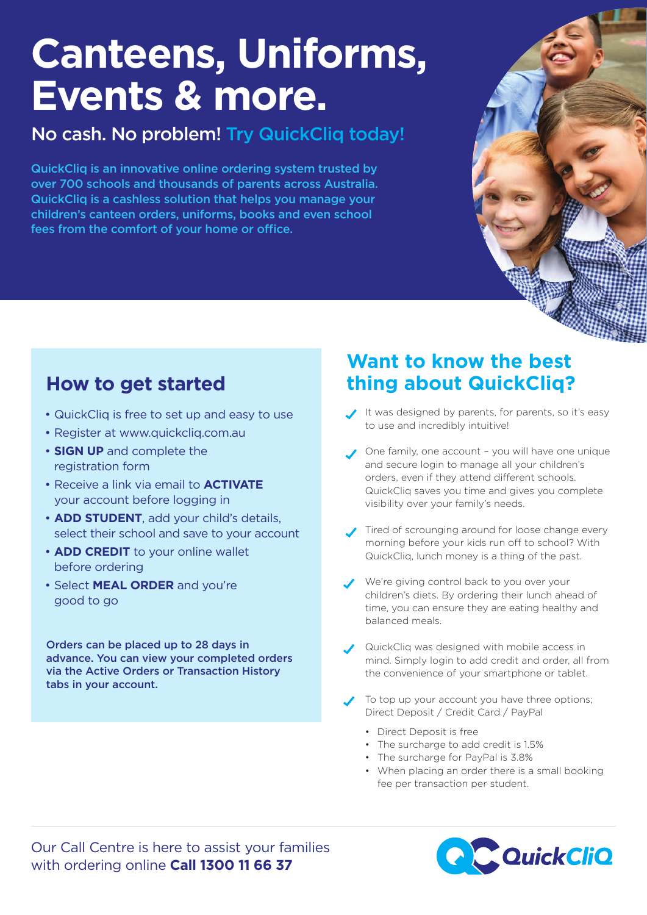# Canteens, Uniforms, Events & more.

## No cash. No problem! Try QuickCliq today!

QuickCliq is an innovative online ordering system trusted by over 700 schools and thousands of parents across Australia. QuickCliq is a cashless solution that helps you manage your children's canteen orders, uniforms, books and even school fees from the comfort of your home or office.

## How to get started

- QuickCliq is free to set up and easy to use
- Register at www.quickcliq.com.au
- **SIGN UP** and complete the registration form
- Receive a link via email to **ACTIVATE** your account before logging in
- **ADD STUDENT**, add your child's details, select their school and save to your account
- **ADD CREDIT** to your online wallet before ordering
- Select **MEAL ORDER** and you're good to go

**Orders can be placed up to 28 days in advance. You can view your completed orders via the Active Orders or Transaction History tabs in your account.**

## Want to know the best thing about QuickCliq?

- ✓ It was designed by parents, for parents, so it's easy to use and incredibly intuitive!
- ✓ One family, one account – you will have one unique and secure login to manage all your children's orders, even if they attend different schools. QuickCliq saves you time and gives you complete visibility over your family's needs.
- ✓ Tired of scrounging around for loose change every morning before your kids run off to school? With QuickCliq, lunch money is a thing of the past.
- ✓ We're giving control back to you over your children's diets. By ordering their lunch ahead of time, you can ensure they are eating healthy and balanced meals.
- ✓ QuickCliq was designed with mobile access in mind. Simply login to add credit and order, all from the convenience of your smartphone or tablet.
- ✓ To top up your account you have three options; Direct Deposit / Credit Card / PayPal
  - Direct Deposit is free
  - The surcharge to add credit is 1.5%
  - The surcharge for PayPal is 3.8%
  - When placing an order there is a small booking fee per transaction per student.

Our Call Centre is here to assist your families with ordering online **Call 1300 11 66 37**

QuickCliQ